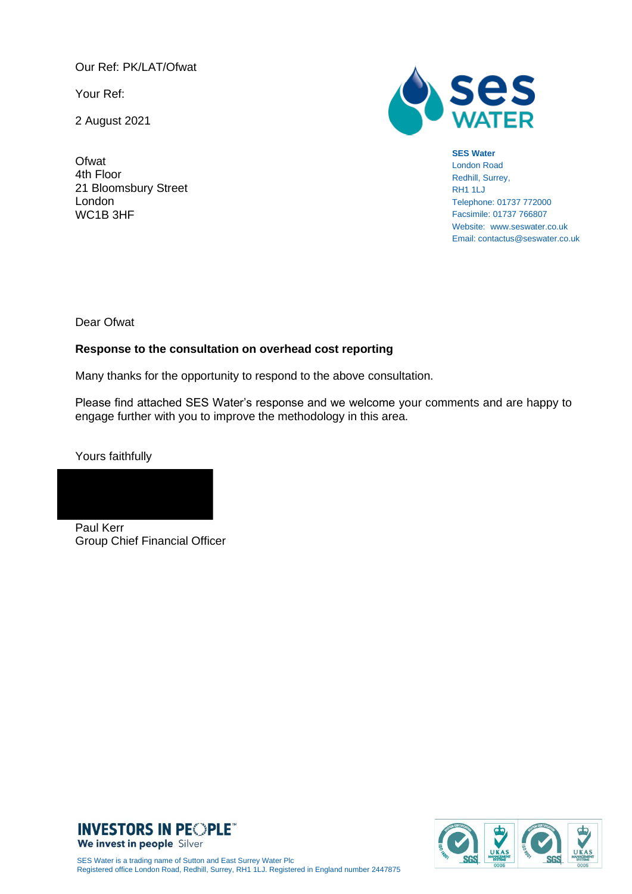Our Ref: PK/LAT/Ofwat

Your Ref:

2 August 2021

Ofwat
4th Floor
21 Bloomsbury Street
London
WC1B 3HF

**SES Water**
London Road
Redhill, Surrey,
RH1 1LJ
Telephone: 01737 772000
Facsimile: 01737 766807
Website: www.seswater.co.uk
Email: contactus@seswater.co.uk

Dear Ofwat

**Response to the consultation on overhead cost reporting**

Many thanks for the opportunity to respond to the above consultation.

Please find attached SES Water's response and we welcome your comments and are happy to engage further with you to improve the methodology in this area.

Yours faithfully

Paul Kerr
Group Chief Financial Officer

SES Water is a trading name of Sutton and East Surrey Water Plc
Registered office London Road, Redhill, Surrey, RH1 1LJ. Registered in England number 2447875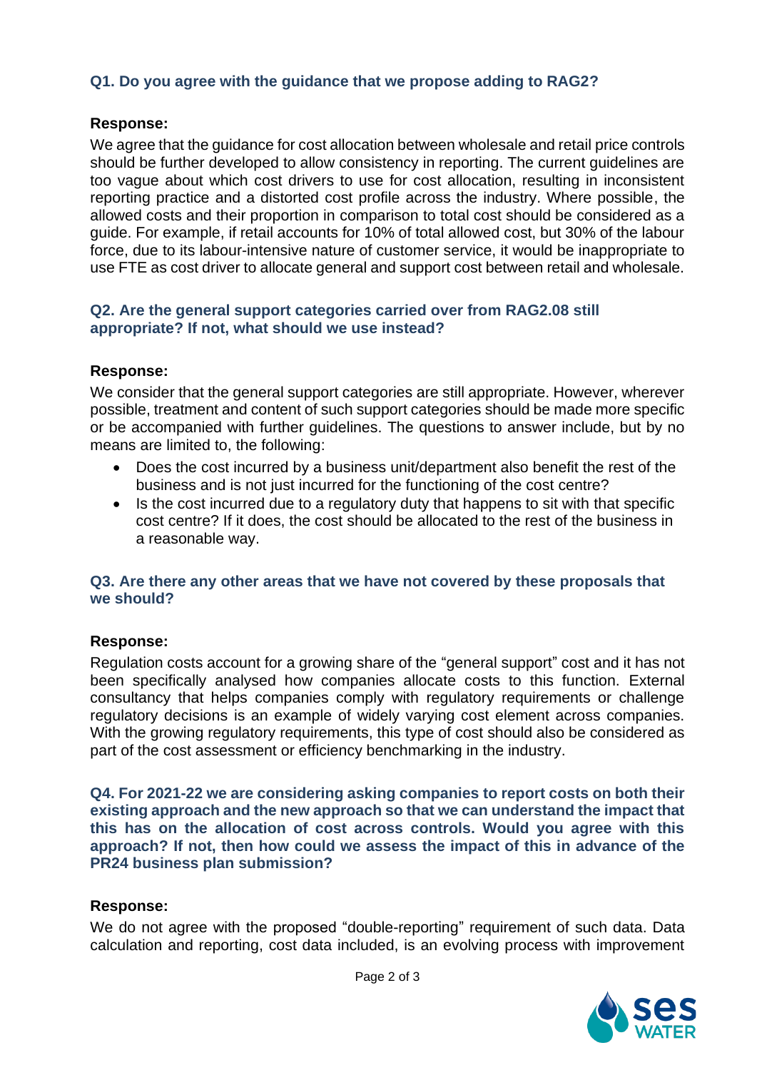**Q1. Do you agree with the guidance that we propose adding to RAG2?**

**Response:**

We agree that the guidance for cost allocation between wholesale and retail price controls should be further developed to allow consistency in reporting. The current guidelines are too vague about which cost drivers to use for cost allocation, resulting in inconsistent reporting practice and a distorted cost profile across the industry. Where possible, the allowed costs and their proportion in comparison to total cost should be considered as a guide. For example, if retail accounts for 10% of total allowed cost, but 30% of the labour force, due to its labour-intensive nature of customer service, it would be inappropriate to use FTE as cost driver to allocate general and support cost between retail and wholesale.

**Q2. Are the general support categories carried over from RAG2.08 still appropriate? If not, what should we use instead?**

**Response:**

We consider that the general support categories are still appropriate. However, wherever possible, treatment and content of such support categories should be made more specific or be accompanied with further guidelines. The questions to answer include, but by no means are limited to, the following:

- Does the cost incurred by a business unit/department also benefit the rest of the business and is not just incurred for the functioning of the cost centre?
- Is the cost incurred due to a regulatory duty that happens to sit with that specific cost centre? If it does, the cost should be allocated to the rest of the business in a reasonable way.

**Q3. Are there any other areas that we have not covered by these proposals that we should?**

**Response:**

Regulation costs account for a growing share of the "general support" cost and it has not been specifically analysed how companies allocate costs to this function. External consultancy that helps companies comply with regulatory requirements or challenge regulatory decisions is an example of widely varying cost element across companies. With the growing regulatory requirements, this type of cost should also be considered as part of the cost assessment or efficiency benchmarking in the industry.

**Q4. For 2021-22 we are considering asking companies to report costs on both their existing approach and the new approach so that we can understand the impact that this has on the allocation of cost across controls. Would you agree with this approach? If not, then how could we assess the impact of this in advance of the PR24 business plan submission?**

**Response:**

We do not agree with the proposed "double-reporting" requirement of such data. Data calculation and reporting, cost data included, is an evolving process with improvement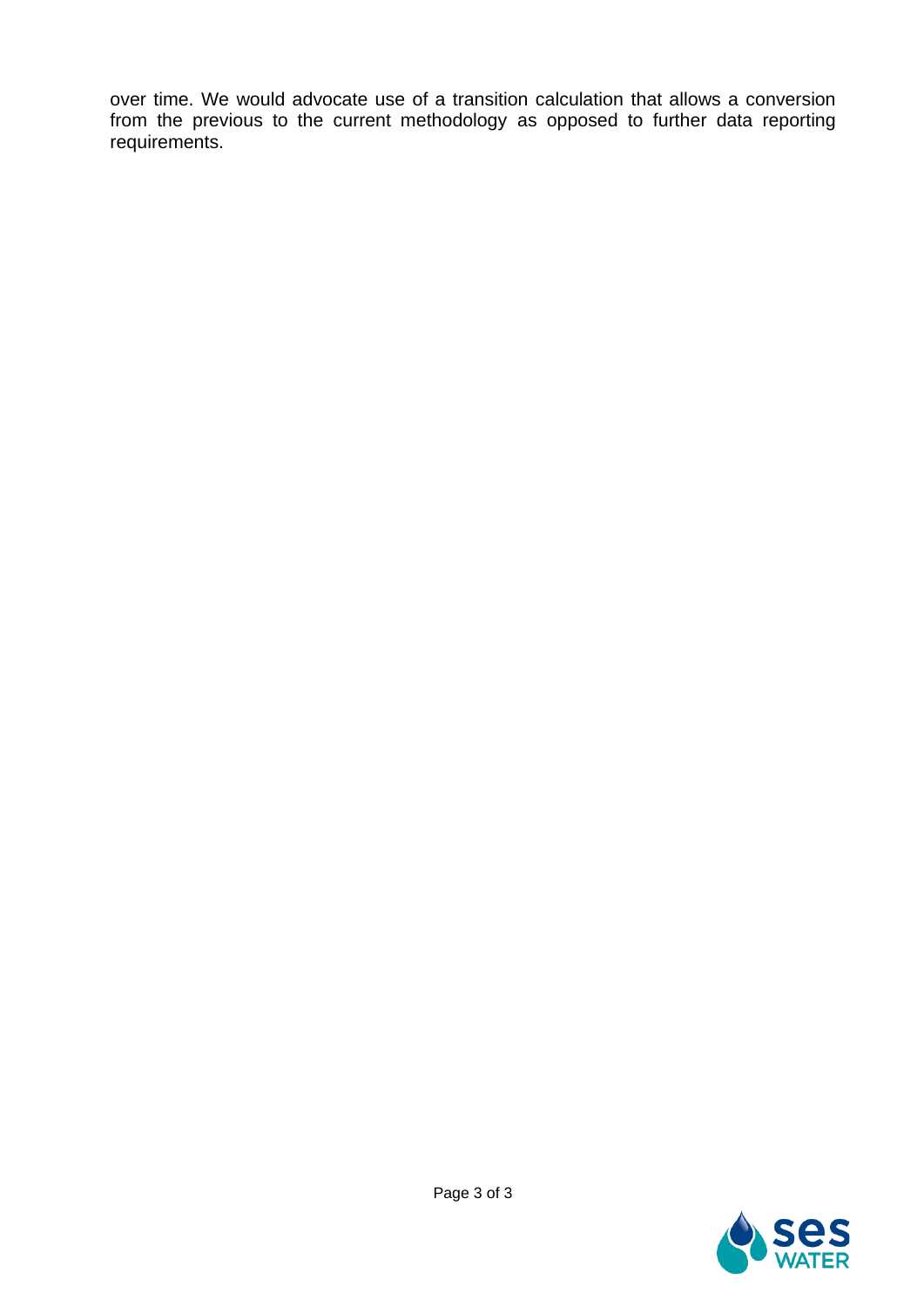over time. We would advocate use of a transition calculation that allows a conversion from the previous to the current methodology as opposed to further data reporting requirements.